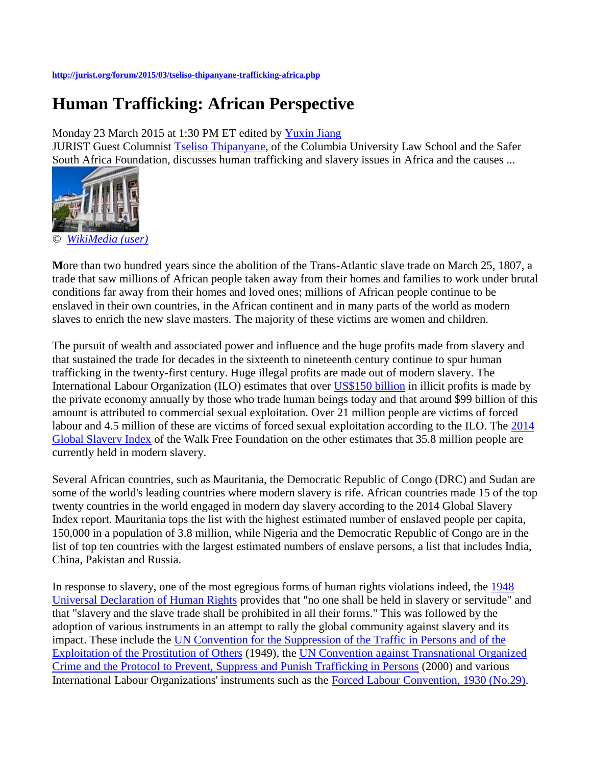http://jurist.org/forum/2015/03/tseliso-thipanyane-trafficking-africa.php

# Human Trafficking: African Perspective

Monday 23 March 2015 at 1:30 PM ET edited by Yuxin Jiang

JURIST Guest Columnist Tseliso Thipanyane, of the Columbia University Law School and the Safer South Africa Foundation, discusses human trafficking and slavery issues in Africa and the causes ...

© *WikiMedia (user)*

**M**ore than two hundred years since the abolition of the Trans-Atlantic slave trade on March 25, 1807, a trade that saw millions of African people taken away from their homes and families to work under brutal conditions far away from their homes and loved ones; millions of African people continue to be enslaved in their own countries, in the African continent and in many parts of the world as modern slaves to enrich the new slave masters. The majority of these victims are women and children.

The pursuit of wealth and associated power and influence and the huge profits made from slavery and that sustained the trade for decades in the sixteenth to nineteenth century continue to spur human trafficking in the twenty-first century. Huge illegal profits are made out of modern slavery. The International Labour Organization (ILO) estimates that over US$150 billion in illicit profits is made by the private economy annually by those who trade human beings today and that around $99 billion of this amount is attributed to commercial sexual exploitation. Over 21 million people are victims of forced labour and 4.5 million of these are victims of forced sexual exploitation according to the ILO. The 2014 Global Slavery Index of the Walk Free Foundation on the other estimates that 35.8 million people are currently held in modern slavery.

Several African countries, such as Mauritania, the Democratic Republic of Congo (DRC) and Sudan are some of the world's leading countries where modern slavery is rife. African countries made 15 of the top twenty countries in the world engaged in modern day slavery according to the 2014 Global Slavery Index report. Mauritania tops the list with the highest estimated number of enslaved people per capita, 150,000 in a population of 3.8 million, while Nigeria and the Democratic Republic of Congo are in the list of top ten countries with the largest estimated numbers of enslave persons, a list that includes India, China, Pakistan and Russia.

In response to slavery, one of the most egregious forms of human rights violations indeed, the 1948 Universal Declaration of Human Rights provides that "no one shall be held in slavery or servitude" and that "slavery and the slave trade shall be prohibited in all their forms." This was followed by the adoption of various instruments in an attempt to rally the global community against slavery and its impact. These include the UN Convention for the Suppression of the Traffic in Persons and of the Exploitation of the Prostitution of Others (1949), the UN Convention against Transnational Organized Crime and the Protocol to Prevent, Suppress and Punish Trafficking in Persons (2000) and various International Labour Organizations' instruments such as the Forced Labour Convention, 1930 (No.29).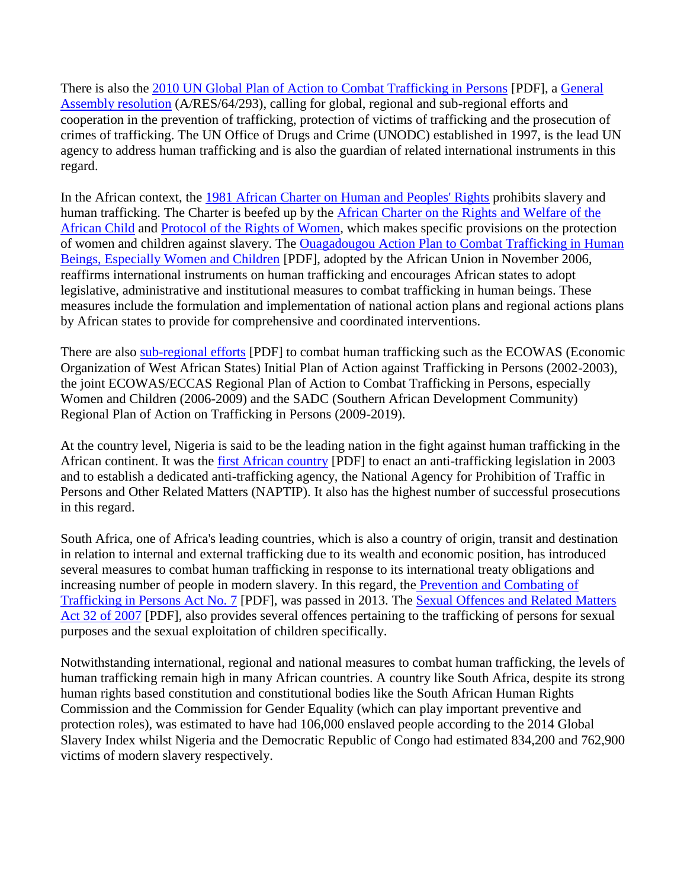There is also the 2010 UN Global Plan of Action to Combat Trafficking in Persons [PDF], a General Assembly resolution (A/RES/64/293), calling for global, regional and sub-regional efforts and cooperation in the prevention of trafficking, protection of victims of trafficking and the prosecution of crimes of trafficking. The UN Office of Drugs and Crime (UNODC) established in 1997, is the lead UN agency to address human trafficking and is also the guardian of related international instruments in this regard.

In the African context, the 1981 African Charter on Human and Peoples' Rights prohibits slavery and human trafficking. The Charter is beefed up by the African Charter on the Rights and Welfare of the African Child and Protocol of the Rights of Women, which makes specific provisions on the protection of women and children against slavery. The Ouagadougou Action Plan to Combat Trafficking in Human Beings, Especially Women and Children [PDF], adopted by the African Union in November 2006, reaffirms international instruments on human trafficking and encourages African states to adopt legislative, administrative and institutional measures to combat trafficking in human beings. These measures include the formulation and implementation of national action plans and regional actions plans by African states to provide for comprehensive and coordinated interventions.

There are also sub-regional efforts [PDF] to combat human trafficking such as the ECOWAS (Economic Organization of West African States) Initial Plan of Action against Trafficking in Persons (2002-2003), the joint ECOWAS/ECCAS Regional Plan of Action to Combat Trafficking in Persons, especially Women and Children (2006-2009) and the SADC (Southern African Development Community) Regional Plan of Action on Trafficking in Persons (2009-2019).

At the country level, Nigeria is said to be the leading nation in the fight against human trafficking in the African continent. It was the first African country [PDF] to enact an anti-trafficking legislation in 2003 and to establish a dedicated anti-trafficking agency, the National Agency for Prohibition of Traffic in Persons and Other Related Matters (NAPTIP). It also has the highest number of successful prosecutions in this regard.

South Africa, one of Africa's leading countries, which is also a country of origin, transit and destination in relation to internal and external trafficking due to its wealth and economic position, has introduced several measures to combat human trafficking in response to its international treaty obligations and increasing number of people in modern slavery. In this regard, the Prevention and Combating of Trafficking in Persons Act No. 7 [PDF], was passed in 2013. The Sexual Offences and Related Matters Act 32 of 2007 [PDF], also provides several offences pertaining to the trafficking of persons for sexual purposes and the sexual exploitation of children specifically.

Notwithstanding international, regional and national measures to combat human trafficking, the levels of human trafficking remain high in many African countries. A country like South Africa, despite its strong human rights based constitution and constitutional bodies like the South African Human Rights Commission and the Commission for Gender Equality (which can play important preventive and protection roles), was estimated to have had 106,000 enslaved people according to the 2014 Global Slavery Index whilst Nigeria and the Democratic Republic of Congo had estimated 834,200 and 762,900 victims of modern slavery respectively.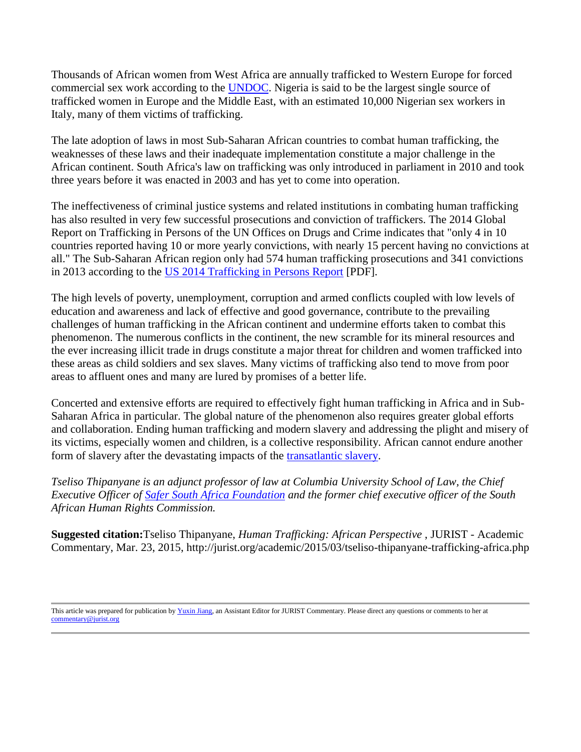Thousands of African women from West Africa are annually trafficked to Western Europe for forced commercial sex work according to the UNDOC. Nigeria is said to be the largest single source of trafficked women in Europe and the Middle East, with an estimated 10,000 Nigerian sex workers in Italy, many of them victims of trafficking.

The late adoption of laws in most Sub-Saharan African countries to combat human trafficking, the weaknesses of these laws and their inadequate implementation constitute a major challenge in the African continent. South Africa's law on trafficking was only introduced in parliament in 2010 and took three years before it was enacted in 2003 and has yet to come into operation.

The ineffectiveness of criminal justice systems and related institutions in combating human trafficking has also resulted in very few successful prosecutions and conviction of traffickers. The 2014 Global Report on Trafficking in Persons of the UN Offices on Drugs and Crime indicates that "only 4 in 10 countries reported having 10 or more yearly convictions, with nearly 15 percent having no convictions at all." The Sub-Saharan African region only had 574 human trafficking prosecutions and 341 convictions in 2013 according to the US 2014 Trafficking in Persons Report [PDF].

The high levels of poverty, unemployment, corruption and armed conflicts coupled with low levels of education and awareness and lack of effective and good governance, contribute to the prevailing challenges of human trafficking in the African continent and undermine efforts taken to combat this phenomenon. The numerous conflicts in the continent, the new scramble for its mineral resources and the ever increasing illicit trade in drugs constitute a major threat for children and women trafficked into these areas as child soldiers and sex slaves. Many victims of trafficking also tend to move from poor areas to affluent ones and many are lured by promises of a better life.

Concerted and extensive efforts are required to effectively fight human trafficking in Africa and in Sub-Saharan Africa in particular. The global nature of the phenomenon also requires greater global efforts and collaboration. Ending human trafficking and modern slavery and addressing the plight and misery of its victims, especially women and children, is a collective responsibility. African cannot endure another form of slavery after the devastating impacts of the transatlantic slavery.

*Tseliso Thipanyane is an adjunct professor of law at Columbia University School of Law, the Chief Executive Officer of Safer South Africa Foundation and the former chief executive officer of the South African Human Rights Commission.*

**Suggested citation:** Tseliso Thipanyane, *Human Trafficking: African Perspective* , JURIST - Academic Commentary, Mar. 23, 2015, http://jurist.org/academic/2015/03/tseliso-thipanyane-trafficking-africa.php

---

This article was prepared for publication by Yuxin Jiang, an Assistant Editor for JURIST Commentary. Please direct any questions or comments to her at commentary@jurist.org

---